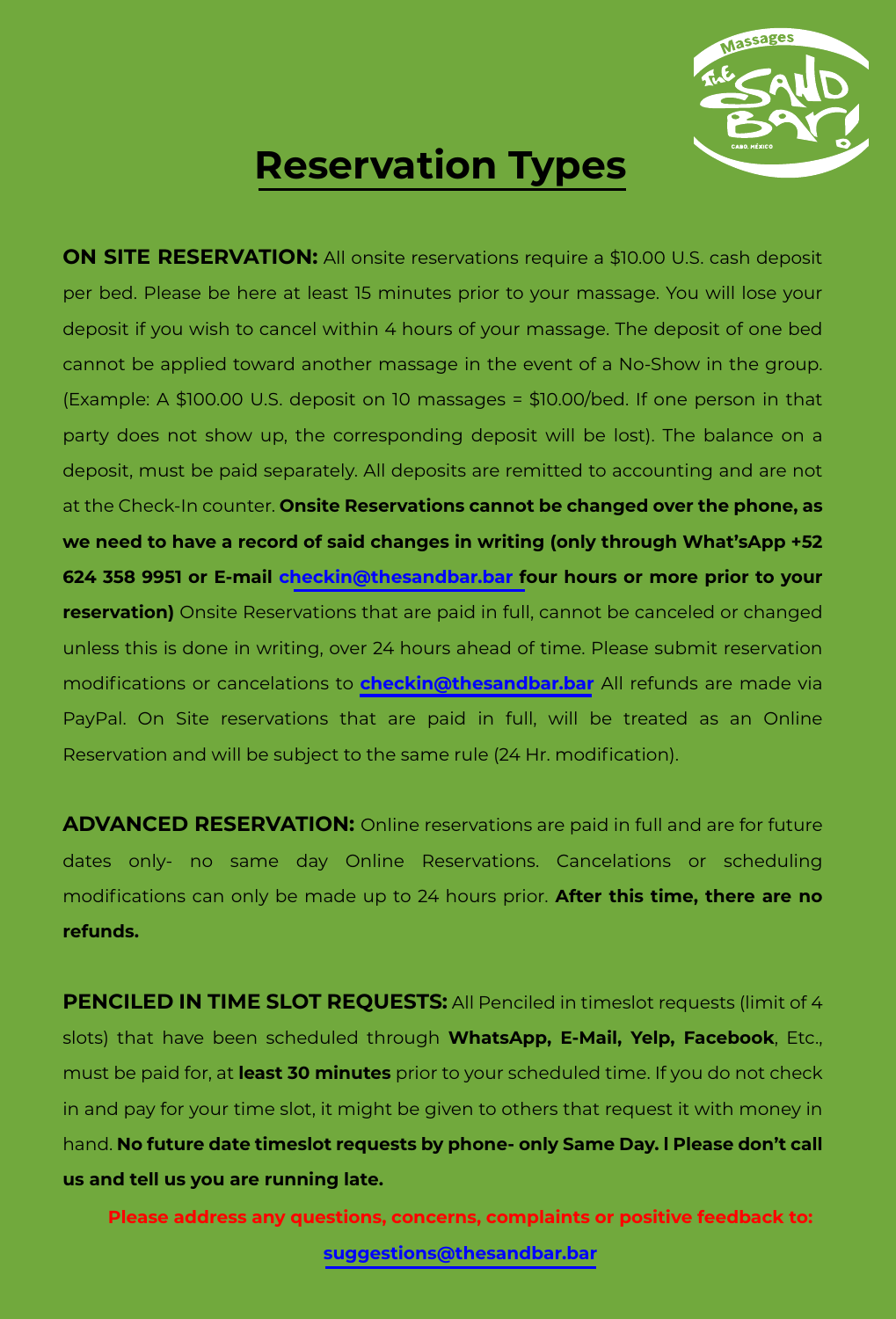# Reservation Types

**ON SITE RESERVATION:** All onsite reservations require a $10.00 U.S. cash deposit per bed. Please be here at least 15 minutes prior to your massage. You will lose your deposit if you wish to cancel within 4 hours of your massage. The deposit of one bed cannot be applied toward another massage in the event of a No-Show in the group. (Example: A $100.00 U.S. deposit on 10 massages = $10.00/bed. If one person in that party does not show up, the corresponding deposit will be lost). The balance on a deposit, must be paid separately. All deposits are remitted to accounting and are not at the Check-In counter. **Onsite Reservations cannot be changed over the phone, as we need to have a record of said changes in writing (only through What'sApp +52 624 358 9951 or E-mail checkin@thesandbar.bar four hours or more prior to your reservation)** Onsite Reservations that are paid in full, cannot be canceled or changed unless this is done in writing, over 24 hours ahead of time. Please submit reservation modifications or cancelations to **checkin@thesandbar.bar** All refunds are made via PayPal. On Site reservations that are paid in full, will be treated as an Online Reservation and will be subject to the same rule (24 Hr. modification).

**ADVANCED RESERVATION:** Online reservations are paid in full and are for future dates only- no same day Online Reservations. Cancelations or scheduling modifications can only be made up to 24 hours prior. **After this time, there are no refunds.**

**PENCILED IN TIME SLOT REQUESTS:** All Penciled in timeslot requests (limit of 4 slots) that have been scheduled through **WhatsApp, E-Mail, Yelp, Facebook**, Etc., must be paid for, at **least 30 minutes** prior to your scheduled time. If you do not check in and pay for your time slot, it might be given to others that request it with money in hand. **No future date timeslot requests by phone- only Same Day. l Please don't call us and tell us you are running late.**

**Please address any questions, concerns, complaints or positive feedback to:**

**suggestions@thesandbar.bar**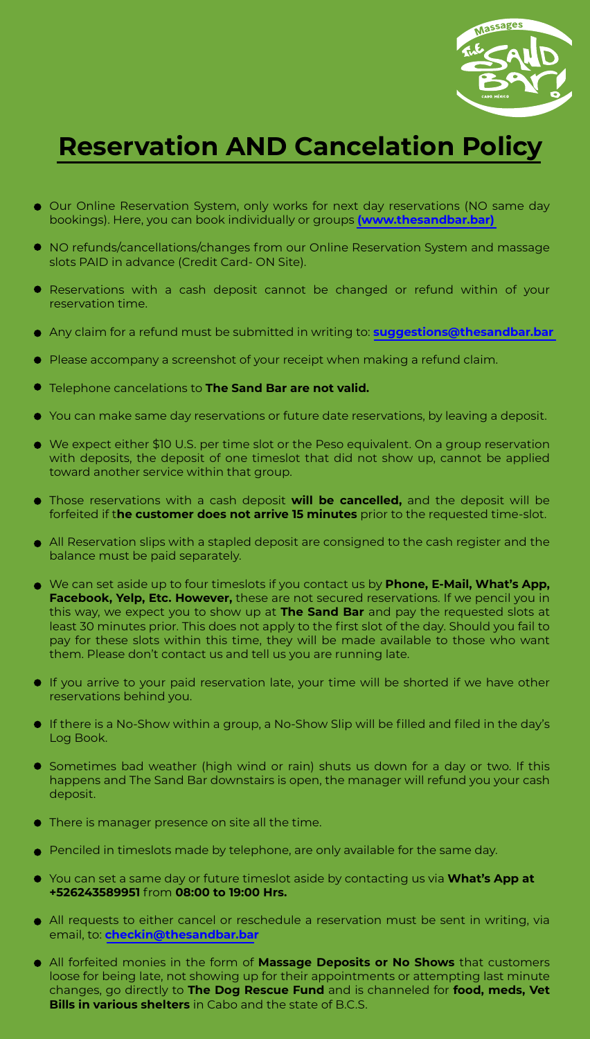# Reservation AND Cancelation Policy

- Our Online Reservation System, only works for next day reservations (NO same day bookings). Here, you can book individually or groups **(www.thesandbar.bar)**
- NO refunds/cancellations/changes from our Online Reservation System and massage slots PAID in advance (Credit Card- ON Site).
- Reservations with a cash deposit cannot be changed or refund within of your reservation time.
- Any claim for a refund must be submitted in writing to: **suggestions@thesandbar.bar**
- Please accompany a screenshot of your receipt when making a refund claim.
- Telephone cancelations to **The Sand Bar are not valid.**
- You can make same day reservations or future date reservations, by leaving a deposit.
- We expect either $10 U.S. per time slot or the Peso equivalent. On a group reservation with deposits, the deposit of one timeslot that did not show up, cannot be applied toward another service within that group.
- Those reservations with a cash deposit **will be cancelled,** and the deposit will be forfeited if t**he customer does not arrive 15 minutes** prior to the requested time-slot.
- All Reservation slips with a stapled deposit are consigned to the cash register and the balance must be paid separately.
- We can set aside up to four timeslots if you contact us by **Phone, E-Mail, What's App, Facebook, Yelp, Etc. However,** these are not secured reservations. If we pencil you in this way, we expect you to show up at **The Sand Bar** and pay the requested slots at least 30 minutes prior. This does not apply to the first slot of the day. Should you fail to pay for these slots within this time, they will be made available to those who want them. Please don't contact us and tell us you are running late.
- If you arrive to your paid reservation late, your time will be shorted if we have other reservations behind you.
- If there is a No-Show within a group, a No-Show Slip will be filled and filed in the day's Log Book.
- Sometimes bad weather (high wind or rain) shuts us down for a day or two. If this happens and The Sand Bar downstairs is open, the manager will refund you your cash deposit.
- There is manager presence on site all the time.
- Penciled in timeslots made by telephone, are only available for the same day.
- You can set a same day or future timeslot aside by contacting us via **What's App at +526243589951** from **08:00 to 19:00 Hrs.**
- All requests to either cancel or reschedule a reservation must be sent in writing, via email, to: **checkin@thesandbar.bar**
- All forfeited monies in the form of **Massage Deposits or No Shows** that customers loose for being late, not showing up for their appointments or attempting last minute changes, go directly to **The Dog Rescue Fund** and is channeled for **food, meds, Vet Bills in various shelters** in Cabo and the state of B.C.S.